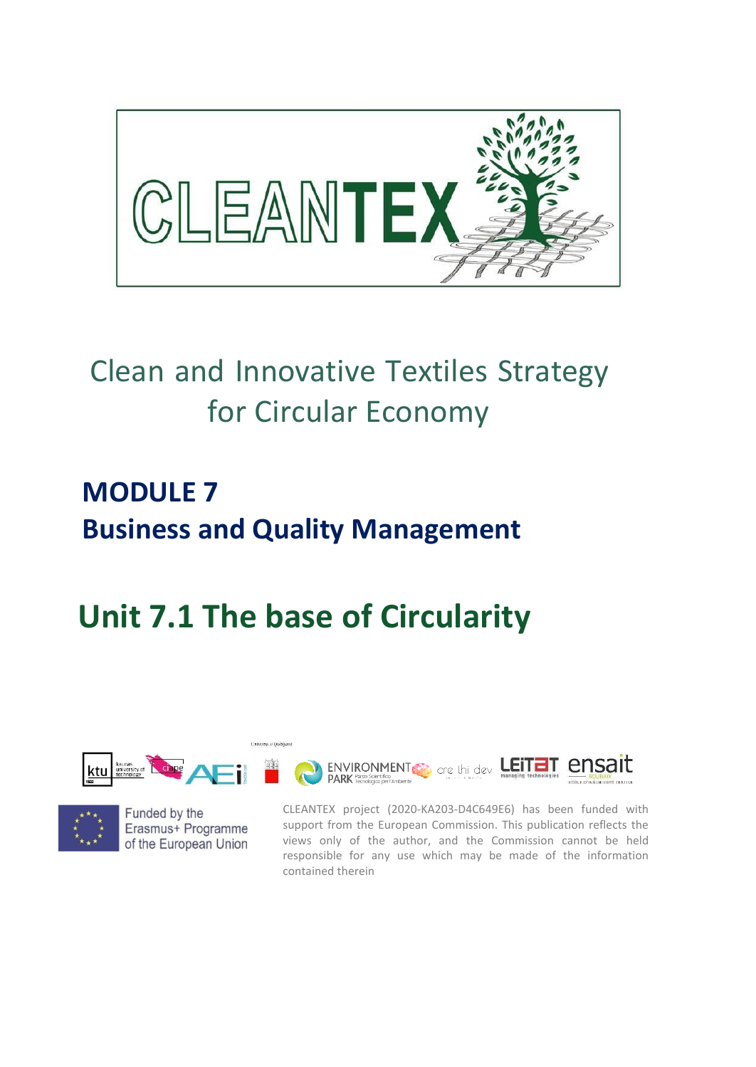# CLEANTEX

## Clean and Innovative Textiles Strategy for Circular Economy

**MODULE 7**
**Business and Quality Management**

# Unit 7.1 The base of Circularity

Funded by the Erasmus+ Programme of the European Union

CLEANTEX project (2020-KA203-D4C649E6) has been funded with support from the European Commission. This publication reflects the views only of the author, and the Commission cannot be held responsible for any use which may be made of the information contained therein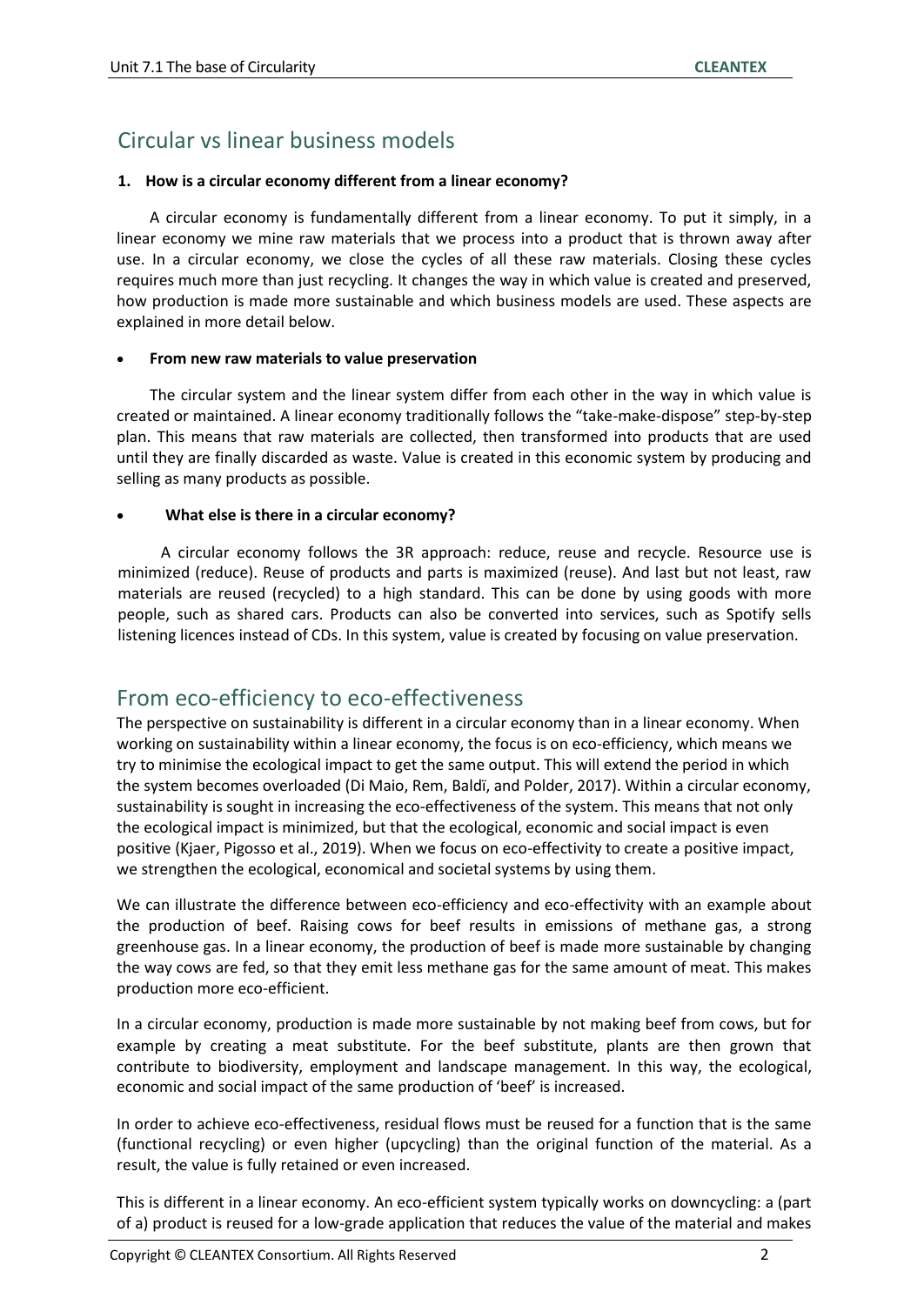## Circular vs linear business models

**1. How is a circular economy different from a linear economy?**

A circular economy is fundamentally different from a linear economy. To put it simply, in a linear economy we mine raw materials that we process into a product that is thrown away after use. In a circular economy, we close the cycles of all these raw materials. Closing these cycles requires much more than just recycling. It changes the way in which value is created and preserved, how production is made more sustainable and which business models are used. These aspects are explained in more detail below.

- **From new raw materials to value preservation**

The circular system and the linear system differ from each other in the way in which value is created or maintained. A linear economy traditionally follows the "take-make-dispose" step-by-step plan. This means that raw materials are collected, then transformed into products that are used until they are finally discarded as waste. Value is created in this economic system by producing and selling as many products as possible.

- **What else is there in a circular economy?**

A circular economy follows the 3R approach: reduce, reuse and recycle. Resource use is minimized (reduce). Reuse of products and parts is maximized (reuse). And last but not least, raw materials are reused (recycled) to a high standard. This can be done by using goods with more people, such as shared cars. Products can also be converted into services, such as Spotify sells listening licences instead of CDs. In this system, value is created by focusing on value preservation.

## From eco-efficiency to eco-effectiveness

The perspective on sustainability is different in a circular economy than in a linear economy. When working on sustainability within a linear economy, the focus is on eco-efficiency, which means we try to minimise the ecological impact to get the same output. This will extend the period in which the system becomes overloaded (Di Maio, Rem, Baldï, and Polder, 2017). Within a circular economy, sustainability is sought in increasing the eco-effectiveness of the system. This means that not only the ecological impact is minimized, but that the ecological, economic and social impact is even positive (Kjaer, Pigosso et al., 2019). When we focus on eco-effectivity to create a positive impact, we strengthen the ecological, economical and societal systems by using them.

We can illustrate the difference between eco-efficiency and eco-effectivity with an example about the production of beef. Raising cows for beef results in emissions of methane gas, a strong greenhouse gas. In a linear economy, the production of beef is made more sustainable by changing the way cows are fed, so that they emit less methane gas for the same amount of meat. This makes production more eco-efficient.

In a circular economy, production is made more sustainable by not making beef from cows, but for example by creating a meat substitute. For the beef substitute, plants are then grown that contribute to biodiversity, employment and landscape management. In this way, the ecological, economic and social impact of the same production of 'beef' is increased.

In order to achieve eco-effectiveness, residual flows must be reused for a function that is the same (functional recycling) or even higher (upcycling) than the original function of the material. As a result, the value is fully retained or even increased.

This is different in a linear economy. An eco-efficient system typically works on downcycling: a (part of a) product is reused for a low-grade application that reduces the value of the material and makes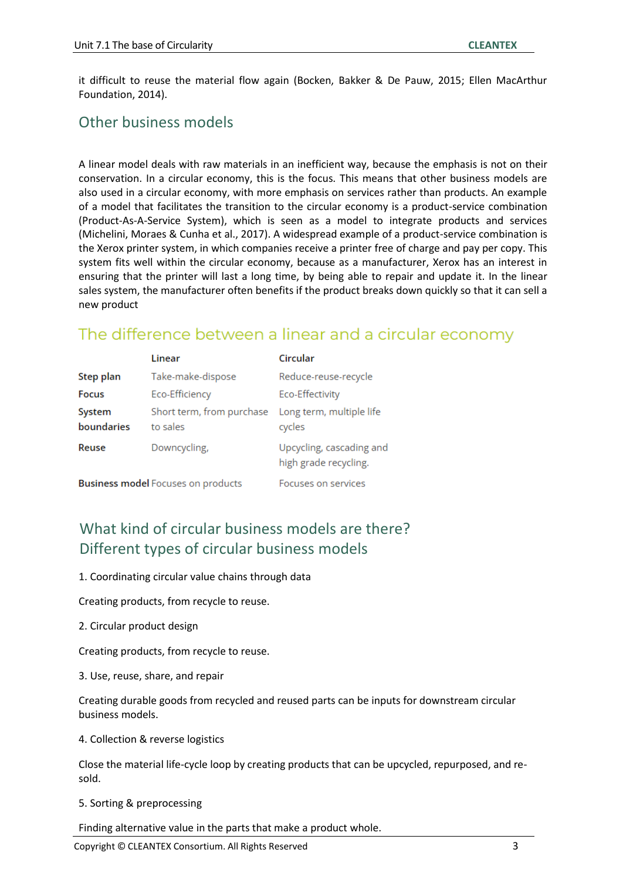it difficult to reuse the material flow again (Bocken, Bakker & De Pauw, 2015; Ellen MacArthur Foundation, 2014).

## Other business models

A linear model deals with raw materials in an inefficient way, because the emphasis is not on their conservation. In a circular economy, this is the focus. This means that other business models are also used in a circular economy, with more emphasis on services rather than products. An example of a model that facilitates the transition to the circular economy is a product-service combination (Product-As-A-Service System), which is seen as a model to integrate products and services (Michelini, Moraes & Cunha et al., 2017). A widespread example of a product-service combination is the Xerox printer system, in which companies receive a printer free of charge and pay per copy. This system fits well within the circular economy, because as a manufacturer, Xerox has an interest in ensuring that the printer will last a long time, by being able to repair and update it. In the linear sales system, the manufacturer often benefits if the product breaks down quickly so that it can sell a new product

## The difference between a linear and a circular economy

| | Linear | Circular |
|---|---|---|
| **Step plan** | Take-make-dispose | Reduce-reuse-recycle |
| **Focus** | Eco-Efficiency | Eco-Effectivity |
| **System boundaries** | Short term, from purchase to sales | Long term, multiple life cycles |
| **Reuse** | Downcycling, | Upcycling, cascading and high grade recycling. |
| **Business model** | Focuses on products | Focuses on services |

## What kind of circular business models are there? Different types of circular business models

1. Coordinating circular value chains through data

Creating products, from recycle to reuse.

2. Circular product design

Creating products, from recycle to reuse.

3. Use, reuse, share, and repair

Creating durable goods from recycled and reused parts can be inputs for downstream circular business models.

4. Collection & reverse logistics

Close the material life-cycle loop by creating products that can be upcycled, repurposed, and re-sold.

5. Sorting & preprocessing

Finding alternative value in the parts that make a product whole.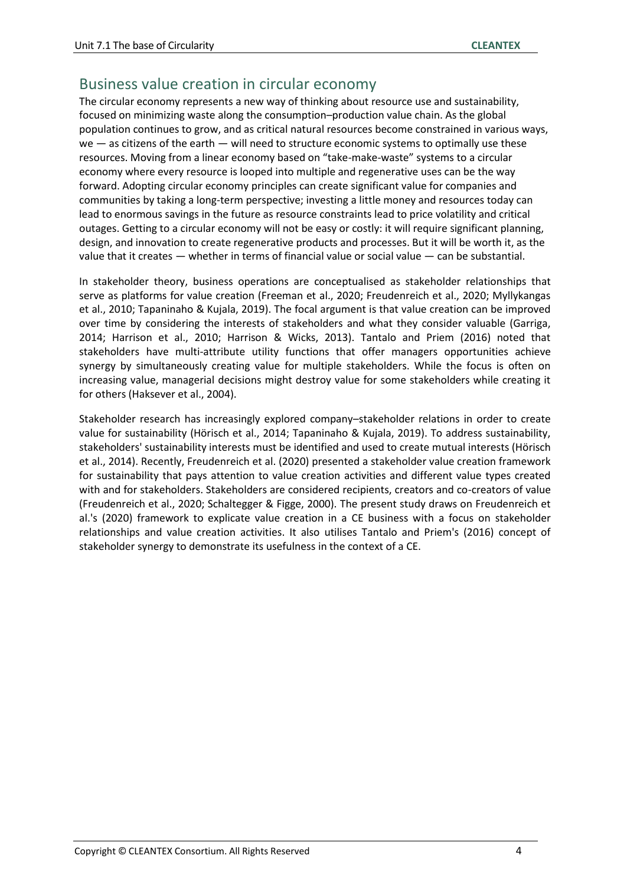## Business value creation in circular economy

The circular economy represents a new way of thinking about resource use and sustainability, focused on minimizing waste along the consumption–production value chain. As the global population continues to grow, and as critical natural resources become constrained in various ways, we — as citizens of the earth — will need to structure economic systems to optimally use these resources. Moving from a linear economy based on "take-make-waste" systems to a circular economy where every resource is looped into multiple and regenerative uses can be the way forward. Adopting circular economy principles can create significant value for companies and communities by taking a long-term perspective; investing a little money and resources today can lead to enormous savings in the future as resource constraints lead to price volatility and critical outages. Getting to a circular economy will not be easy or costly: it will require significant planning, design, and innovation to create regenerative products and processes. But it will be worth it, as the value that it creates — whether in terms of financial value or social value — can be substantial.

In stakeholder theory, business operations are conceptualised as stakeholder relationships that serve as platforms for value creation (Freeman et al., 2020; Freudenreich et al., 2020; Myllykangas et al., 2010; Tapaninaho & Kujala, 2019). The focal argument is that value creation can be improved over time by considering the interests of stakeholders and what they consider valuable (Garriga, 2014; Harrison et al., 2010; Harrison & Wicks, 2013). Tantalo and Priem (2016) noted that stakeholders have multi-attribute utility functions that offer managers opportunities achieve synergy by simultaneously creating value for multiple stakeholders. While the focus is often on increasing value, managerial decisions might destroy value for some stakeholders while creating it for others (Haksever et al., 2004).

Stakeholder research has increasingly explored company–stakeholder relations in order to create value for sustainability (Hörisch et al., 2014; Tapaninaho & Kujala, 2019). To address sustainability, stakeholders' sustainability interests must be identified and used to create mutual interests (Hörisch et al., 2014). Recently, Freudenreich et al. (2020) presented a stakeholder value creation framework for sustainability that pays attention to value creation activities and different value types created with and for stakeholders. Stakeholders are considered recipients, creators and co-creators of value (Freudenreich et al., 2020; Schaltegger & Figge, 2000). The present study draws on Freudenreich et al.'s (2020) framework to explicate value creation in a CE business with a focus on stakeholder relationships and value creation activities. It also utilises Tantalo and Priem's (2016) concept of stakeholder synergy to demonstrate its usefulness in the context of a CE.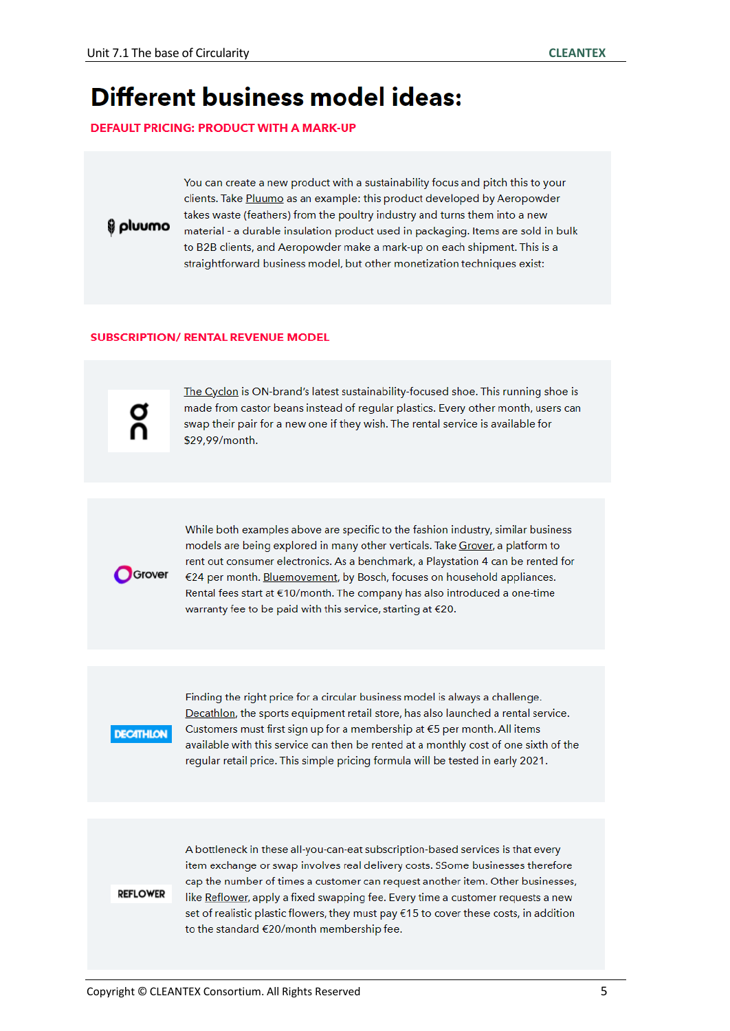# Different business model ideas:

## DEFAULT PRICING: PRODUCT WITH A MARK-UP

pluumo

You can create a new product with a sustainability focus and pitch this to your clients. Take Pluumo as an example: this product developed by Aeropowder takes waste (feathers) from the poultry industry and turns them into a new material - a durable insulation product used in packaging. Items are sold in bulk to B2B clients, and Aeropowder make a mark-up on each shipment. This is a straightforward business model, but other monetization techniques exist:

## SUBSCRIPTION/ RENTAL REVENUE MODEL

On

The Cyclon is ON-brand's latest sustainability-focused shoe. This running shoe is made from castor beans instead of regular plastics. Every other month, users can swap their pair for a new one if they wish. The rental service is available for $29,99/month.

Grover

While both examples above are specific to the fashion industry, similar business models are being explored in many other verticals. Take Grover, a platform to rent out consumer electronics. As a benchmark, a Playstation 4 can be rented for €24 per month. Bluemovement, by Bosch, focuses on household appliances. Rental fees start at €10/month. The company has also introduced a one-time warranty fee to be paid with this service, starting at €20.

DECATHLON

Finding the right price for a circular business model is always a challenge. Decathlon, the sports equipment retail store, has also launched a rental service. Customers must first sign up for a membership at €5 per month. All items available with this service can then be rented at a monthly cost of one sixth of the regular retail price. This simple pricing formula will be tested in early 2021.

REFLOWER

A bottleneck in these all-you-can-eat subscription-based services is that every item exchange or swap involves real delivery costs. SSome businesses therefore cap the number of times a customer can request another item. Other businesses, like Reflower, apply a fixed swapping fee. Every time a customer requests a new set of realistic plastic flowers, they must pay €15 to cover these costs, in addition to the standard €20/month membership fee.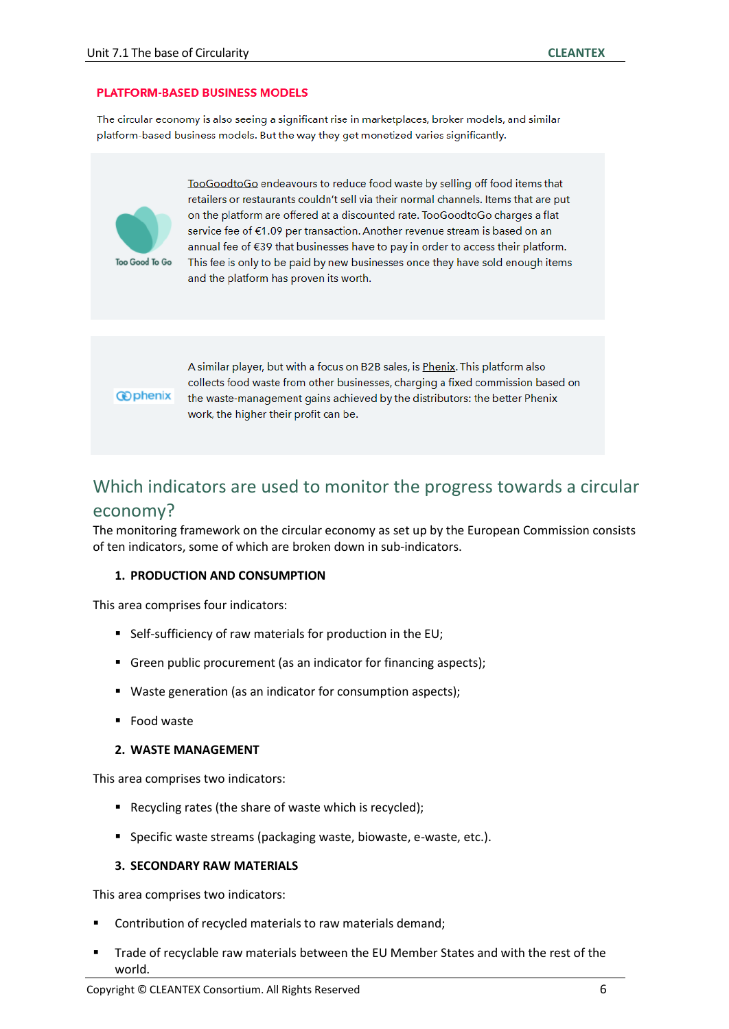## PLATFORM-BASED BUSINESS MODELS

The circular economy is also seeing a significant rise in marketplaces, broker models, and similar platform-based business models. But the way they get monetized varies significantly.

Too Good To Go

TooGoodtoGo endeavours to reduce food waste by selling off food items that retailers or restaurants couldn't sell via their normal channels. Items that are put on the platform are offered at a discounted rate. TooGoodtoGo charges a flat service fee of €1.09 per transaction. Another revenue stream is based on an annual fee of €39 that businesses have to pay in order to access their platform. This fee is only to be paid by new businesses once they have sold enough items and the platform has proven its worth.

phenix

A similar player, but with a focus on B2B sales, is Phenix. This platform also collects food waste from other businesses, charging a fixed commission based on the waste-management gains achieved by the distributors: the better Phenix work, the higher their profit can be.

## Which indicators are used to monitor the progress towards a circular economy?

The monitoring framework on the circular economy as set up by the European Commission consists of ten indicators, some of which are broken down in sub-indicators.

1. **PRODUCTION AND CONSUMPTION**

This area comprises four indicators:

- Self-sufficiency of raw materials for production in the EU;
- Green public procurement (as an indicator for financing aspects);
- Waste generation (as an indicator for consumption aspects);
- Food waste

2. **WASTE MANAGEMENT**

This area comprises two indicators:

- Recycling rates (the share of waste which is recycled);
- Specific waste streams (packaging waste, biowaste, e-waste, etc.).

3. **SECONDARY RAW MATERIALS**

This area comprises two indicators:

- Contribution of recycled materials to raw materials demand;
- Trade of recyclable raw materials between the EU Member States and with the rest of the world.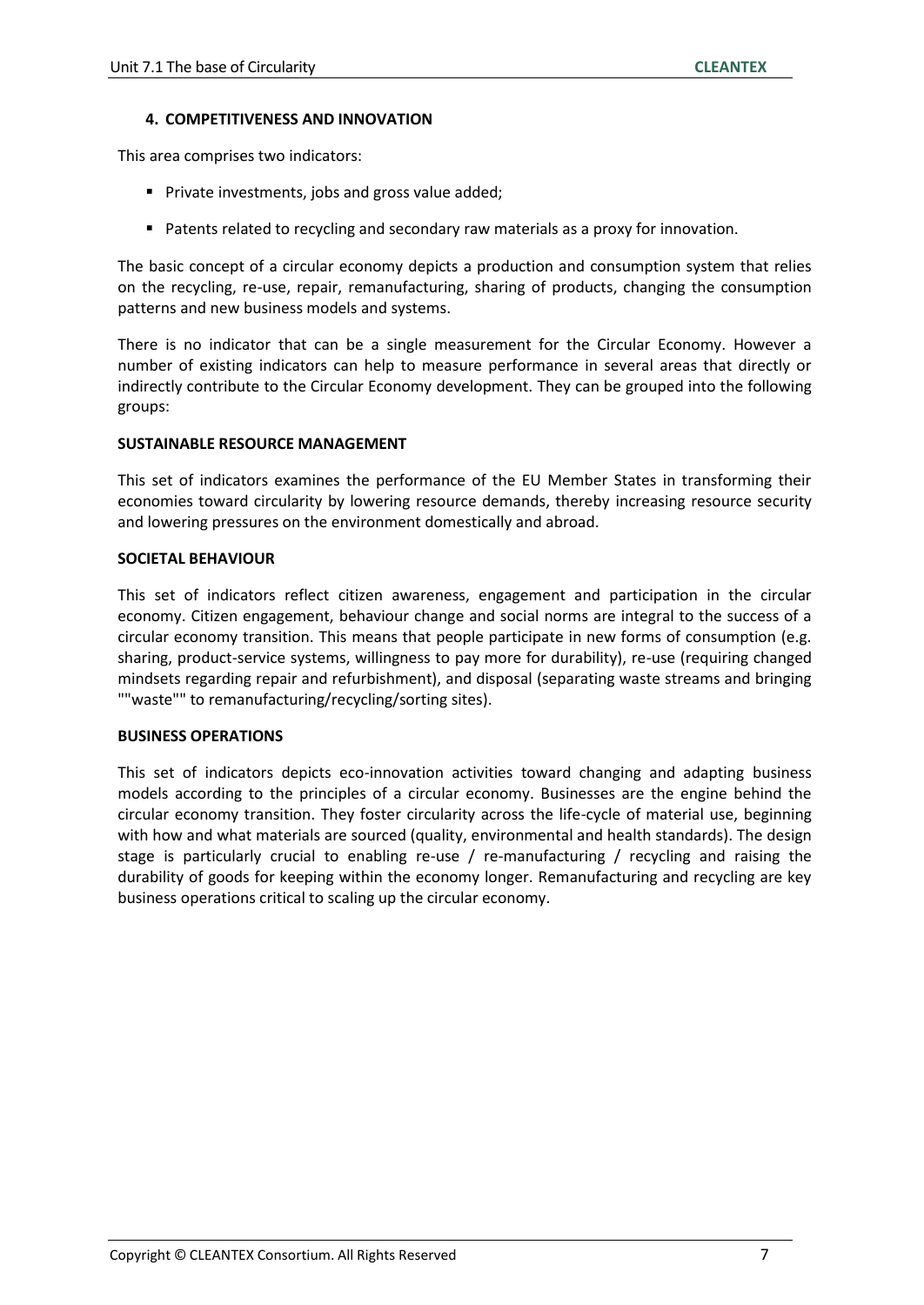#### 4. COMPETITIVENESS AND INNOVATION

This area comprises two indicators:

- Private investments, jobs and gross value added;
- Patents related to recycling and secondary raw materials as a proxy for innovation.

The basic concept of a circular economy depicts a production and consumption system that relies on the recycling, re-use, repair, remanufacturing, sharing of products, changing the consumption patterns and new business models and systems.

There is no indicator that can be a single measurement for the Circular Economy. However a number of existing indicators can help to measure performance in several areas that directly or indirectly contribute to the Circular Economy development. They can be grouped into the following groups:

**SUSTAINABLE RESOURCE MANAGEMENT**

This set of indicators examines the performance of the EU Member States in transforming their economies toward circularity by lowering resource demands, thereby increasing resource security and lowering pressures on the environment domestically and abroad.

**SOCIETAL BEHAVIOUR**

This set of indicators reflect citizen awareness, engagement and participation in the circular economy. Citizen engagement, behaviour change and social norms are integral to the success of a circular economy transition. This means that people participate in new forms of consumption (e.g. sharing, product-service systems, willingness to pay more for durability), re-use (requiring changed mindsets regarding repair and refurbishment), and disposal (separating waste streams and bringing ""waste"" to remanufacturing/recycling/sorting sites).

**BUSINESS OPERATIONS**

This set of indicators depicts eco-innovation activities toward changing and adapting business models according to the principles of a circular economy. Businesses are the engine behind the circular economy transition. They foster circularity across the life-cycle of material use, beginning with how and what materials are sourced (quality, environmental and health standards). The design stage is particularly crucial to enabling re-use / re-manufacturing / recycling and raising the durability of goods for keeping within the economy longer. Remanufacturing and recycling are key business operations critical to scaling up the circular economy.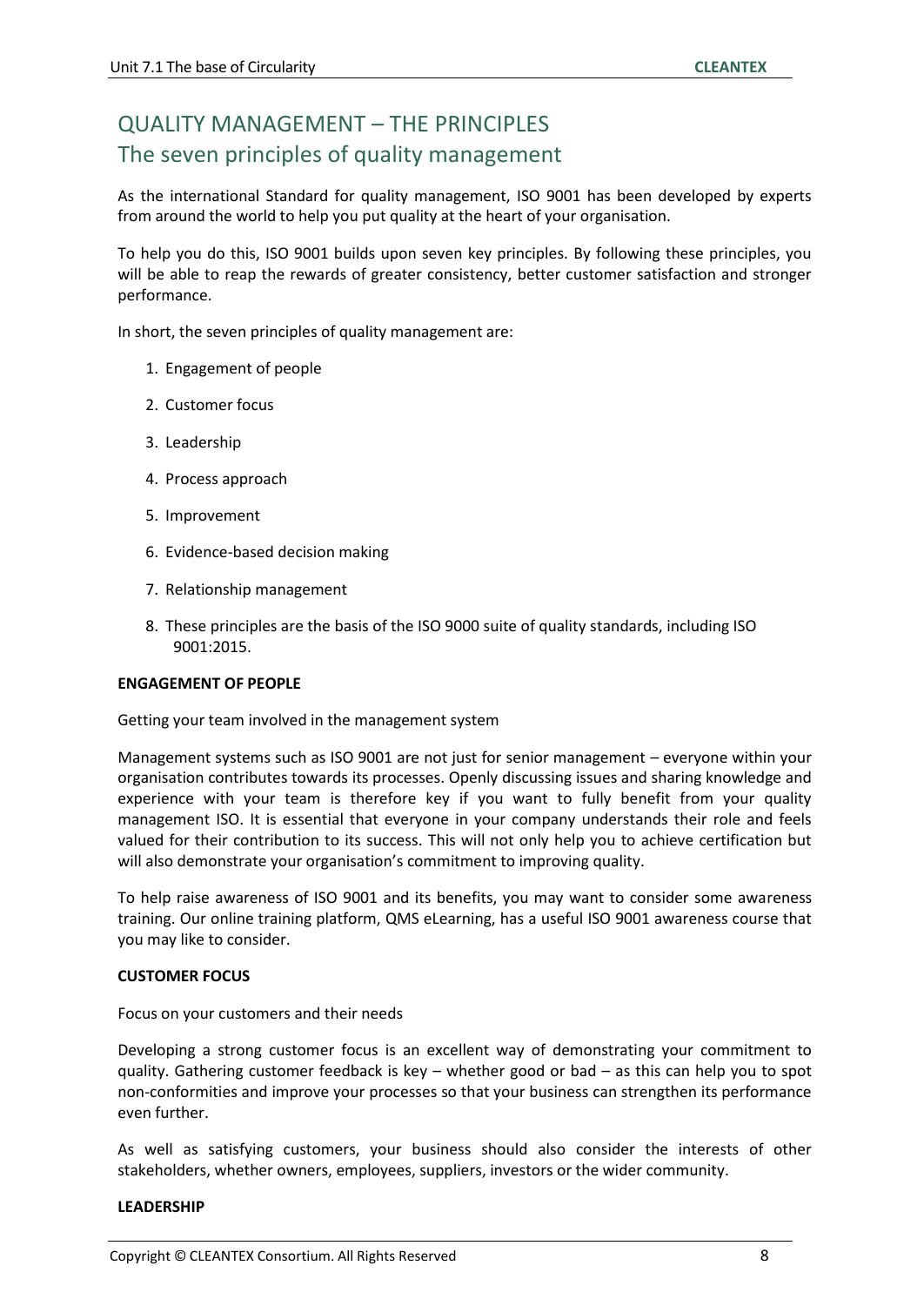## QUALITY MANAGEMENT – THE PRINCIPLES

## The seven principles of quality management

As the international Standard for quality management, ISO 9001 has been developed by experts from around the world to help you put quality at the heart of your organisation.

To help you do this, ISO 9001 builds upon seven key principles. By following these principles, you will be able to reap the rewards of greater consistency, better customer satisfaction and stronger performance.

In short, the seven principles of quality management are:

1. Engagement of people
2. Customer focus
3. Leadership
4. Process approach
5. Improvement
6. Evidence-based decision making
7. Relationship management
8. These principles are the basis of the ISO 9000 suite of quality standards, including ISO 9001:2015.

**ENGAGEMENT OF PEOPLE**

Getting your team involved in the management system

Management systems such as ISO 9001 are not just for senior management – everyone within your organisation contributes towards its processes. Openly discussing issues and sharing knowledge and experience with your team is therefore key if you want to fully benefit from your quality management ISO. It is essential that everyone in your company understands their role and feels valued for their contribution to its success. This will not only help you to achieve certification but will also demonstrate your organisation's commitment to improving quality.

To help raise awareness of ISO 9001 and its benefits, you may want to consider some awareness training. Our online training platform, QMS eLearning, has a useful ISO 9001 awareness course that you may like to consider.

**CUSTOMER FOCUS**

Focus on your customers and their needs

Developing a strong customer focus is an excellent way of demonstrating your commitment to quality. Gathering customer feedback is key – whether good or bad – as this can help you to spot non-conformities and improve your processes so that your business can strengthen its performance even further.

As well as satisfying customers, your business should also consider the interests of other stakeholders, whether owners, employees, suppliers, investors or the wider community.

**LEADERSHIP**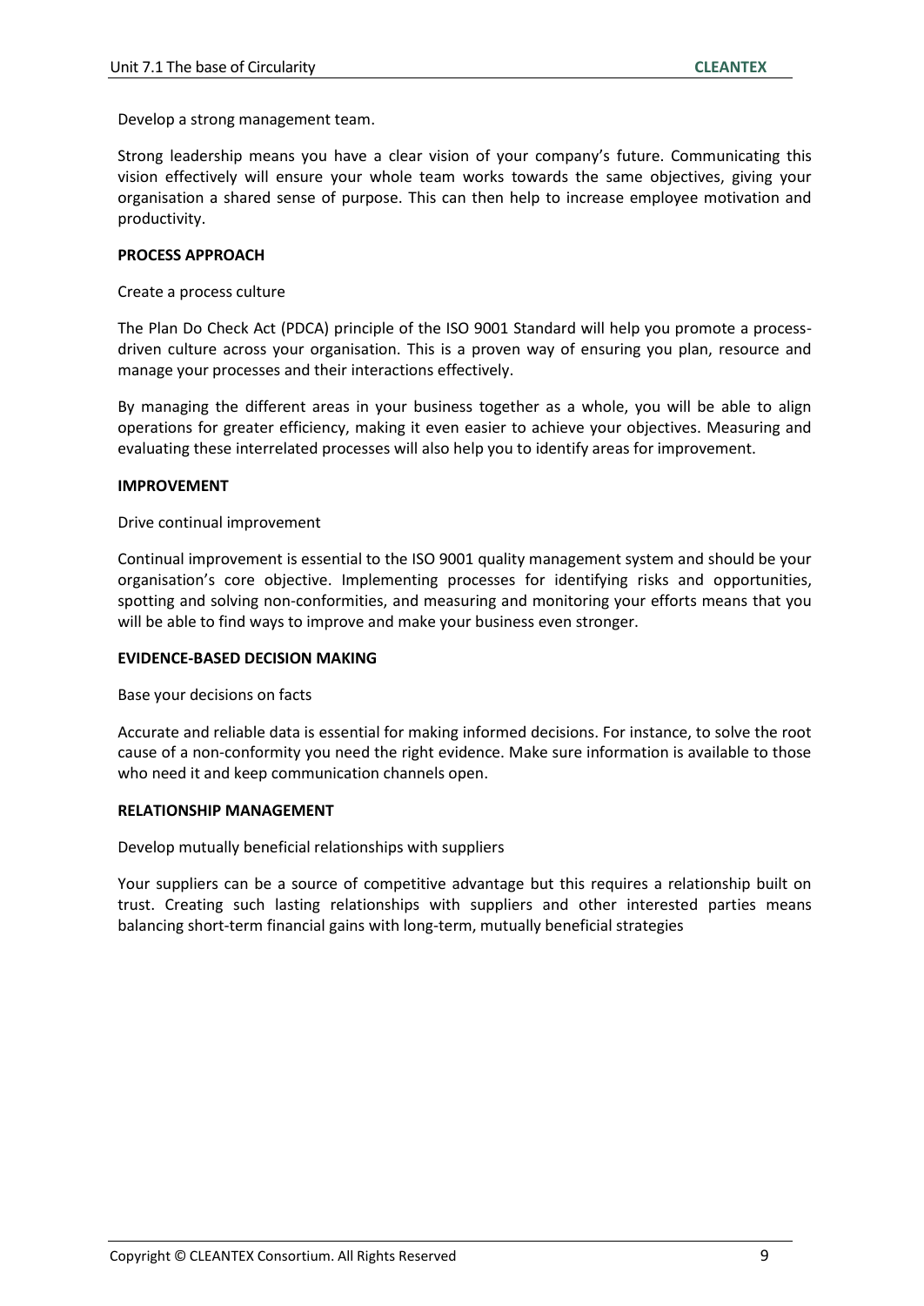Develop a strong management team.

Strong leadership means you have a clear vision of your company's future. Communicating this vision effectively will ensure your whole team works towards the same objectives, giving your organisation a shared sense of purpose. This can then help to increase employee motivation and productivity.

**PROCESS APPROACH**

Create a process culture

The Plan Do Check Act (PDCA) principle of the ISO 9001 Standard will help you promote a process-driven culture across your organisation. This is a proven way of ensuring you plan, resource and manage your processes and their interactions effectively.

By managing the different areas in your business together as a whole, you will be able to align operations for greater efficiency, making it even easier to achieve your objectives. Measuring and evaluating these interrelated processes will also help you to identify areas for improvement.

**IMPROVEMENT**

Drive continual improvement

Continual improvement is essential to the ISO 9001 quality management system and should be your organisation's core objective. Implementing processes for identifying risks and opportunities, spotting and solving non-conformities, and measuring and monitoring your efforts means that you will be able to find ways to improve and make your business even stronger.

**EVIDENCE-BASED DECISION MAKING**

Base your decisions on facts

Accurate and reliable data is essential for making informed decisions. For instance, to solve the root cause of a non-conformity you need the right evidence. Make sure information is available to those who need it and keep communication channels open.

**RELATIONSHIP MANAGEMENT**

Develop mutually beneficial relationships with suppliers

Your suppliers can be a source of competitive advantage but this requires a relationship built on trust. Creating such lasting relationships with suppliers and other interested parties means balancing short-term financial gains with long-term, mutually beneficial strategies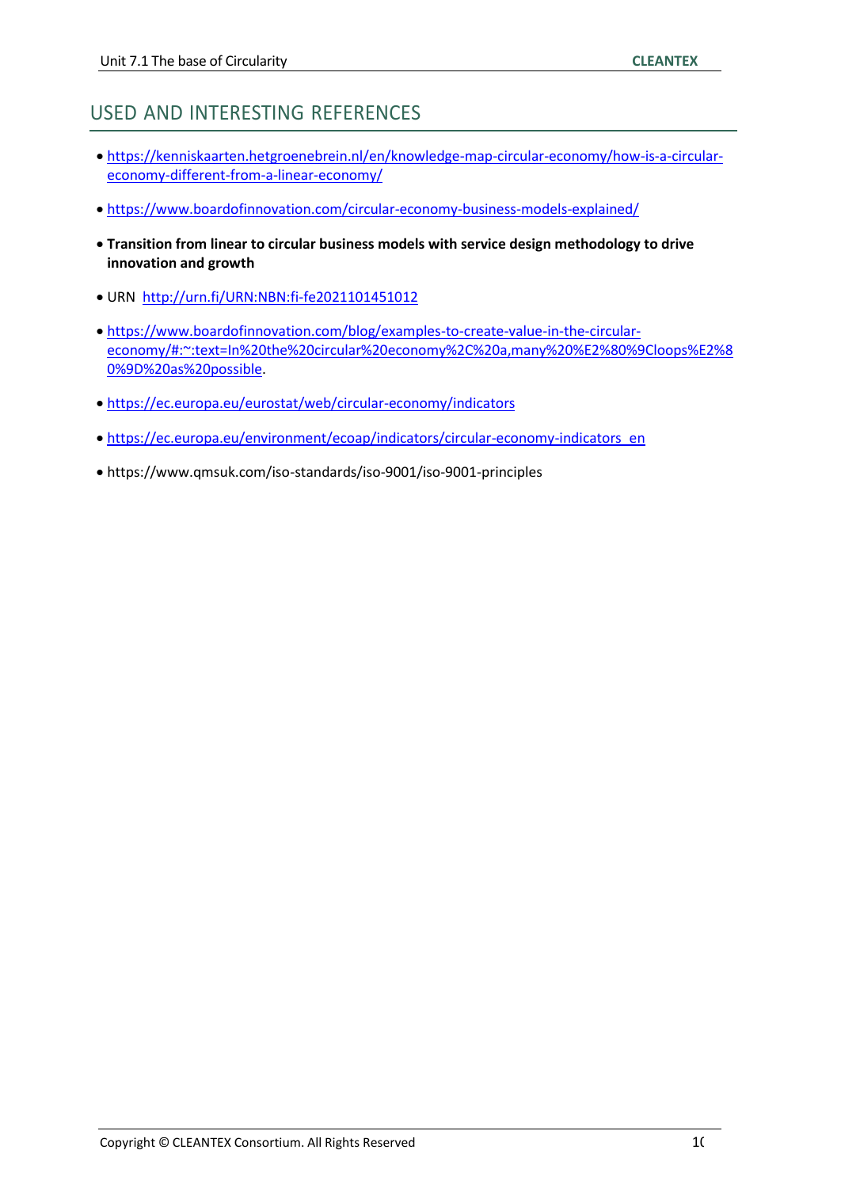## USED AND INTERESTING REFERENCES

- https://kenniskaarten.hetgroenebrein.nl/en/knowledge-map-circular-economy/how-is-a-circular-economy-different-from-a-linear-economy/
- https://www.boardofinnovation.com/circular-economy-business-models-explained/
- **Transition from linear to circular business models with service design methodology to drive innovation and growth**
- URN http://urn.fi/URN:NBN:fi-fe2021101451012
- https://www.boardofinnovation.com/blog/examples-to-create-value-in-the-circular-economy/#:~:text=In%20the%20circular%20economy%2C%20a,many%20%E2%80%9Cloops%E2%80%9D%20as%20possible.
- https://ec.europa.eu/eurostat/web/circular-economy/indicators
- https://ec.europa.eu/environment/ecoap/indicators/circular-economy-indicators_en
- https://www.qmsuk.com/iso-standards/iso-9001/iso-9001-principles